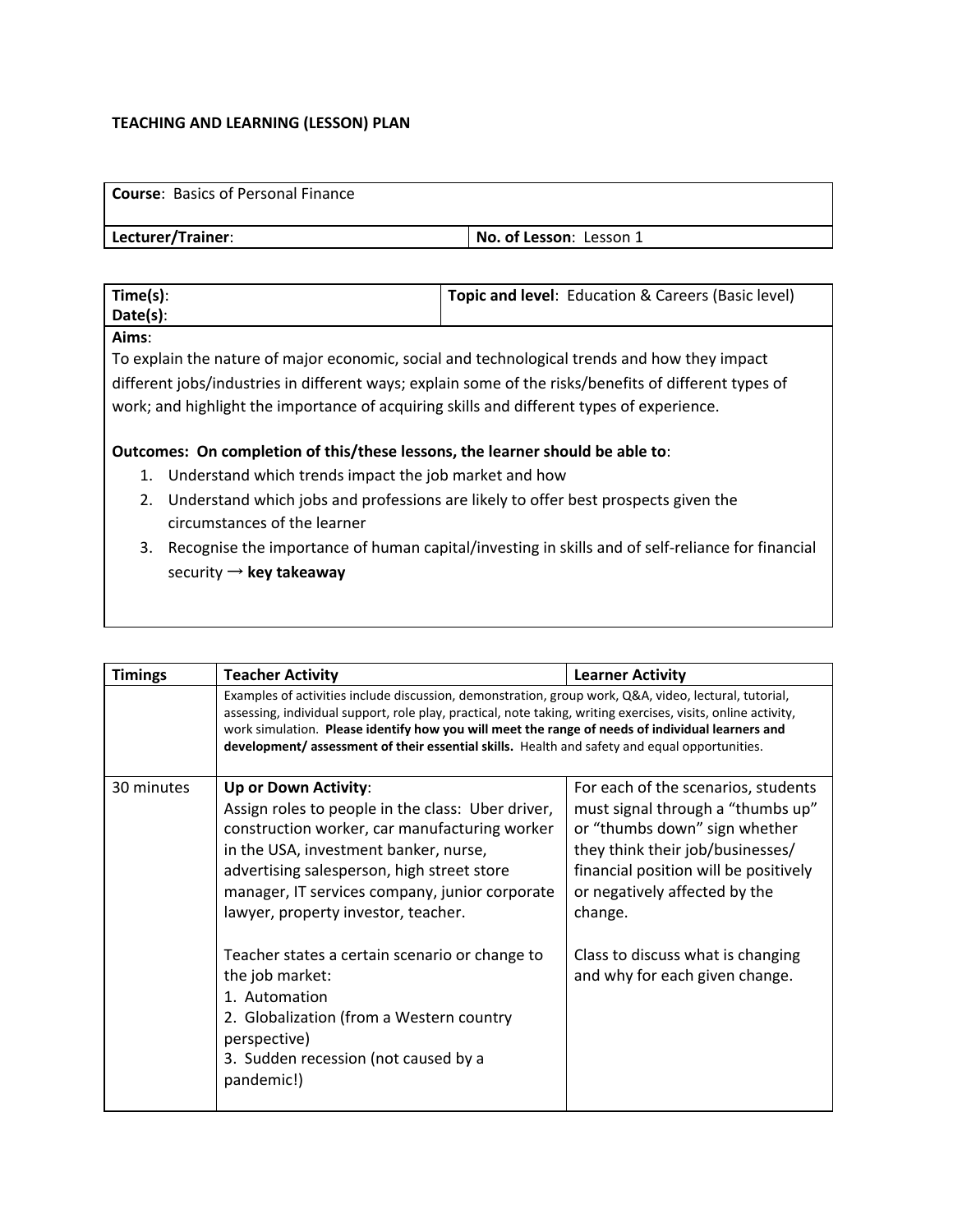# TEACHING AND LEARNING (LESSON) PLAN

| **Course**: Basics of Personal Finance | |
|---|---|
| **Lecturer/Trainer**: | **No. of Lesson**: Lesson 1 |

| **Time(s)**:<br>**Date(s)**: | **Topic and level**: Education & Careers (Basic level) |
|---|---|

**Aims**:

To explain the nature of major economic, social and technological trends and how they impact different jobs/industries in different ways; explain some of the risks/benefits of different types of work; and highlight the importance of acquiring skills and different types of experience.

**Outcomes: On completion of this/these lessons, the learner should be able to**:

1. Understand which trends impact the job market and how
2. Understand which jobs and professions are likely to offer best prospects given the circumstances of the learner
3. Recognise the importance of human capital/investing in skills and of self-reliance for financial security → **key takeaway**

| Timings | Teacher Activity | Learner Activity |
|---|---|---|
| | Examples of activities include discussion, demonstration, group work, Q&A, video, lectural, tutorial, assessing, individual support, role play, practical, note taking, writing exercises, visits, online activity, work simulation. **Please identify how you will meet the range of needs of individual learners and development/ assessment of their essential skills.** Health and safety and equal opportunities. | |
| 30 minutes | **Up or Down Activity**:<br>Assign roles to people in the class: Uber driver, construction worker, car manufacturing worker in the USA, investment banker, nurse, advertising salesperson, high street store manager, IT services company, junior corporate lawyer, property investor, teacher.<br><br>Teacher states a certain scenario or change to the job market:<br>1. Automation<br>2. Globalization (from a Western country perspective)<br>3. Sudden recession (not caused by a pandemic!) | For each of the scenarios, students must signal through a "thumbs up" or "thumbs down" sign whether they think their job/businesses/ financial position will be positively or negatively affected by the change.<br><br>Class to discuss what is changing and why for each given change. |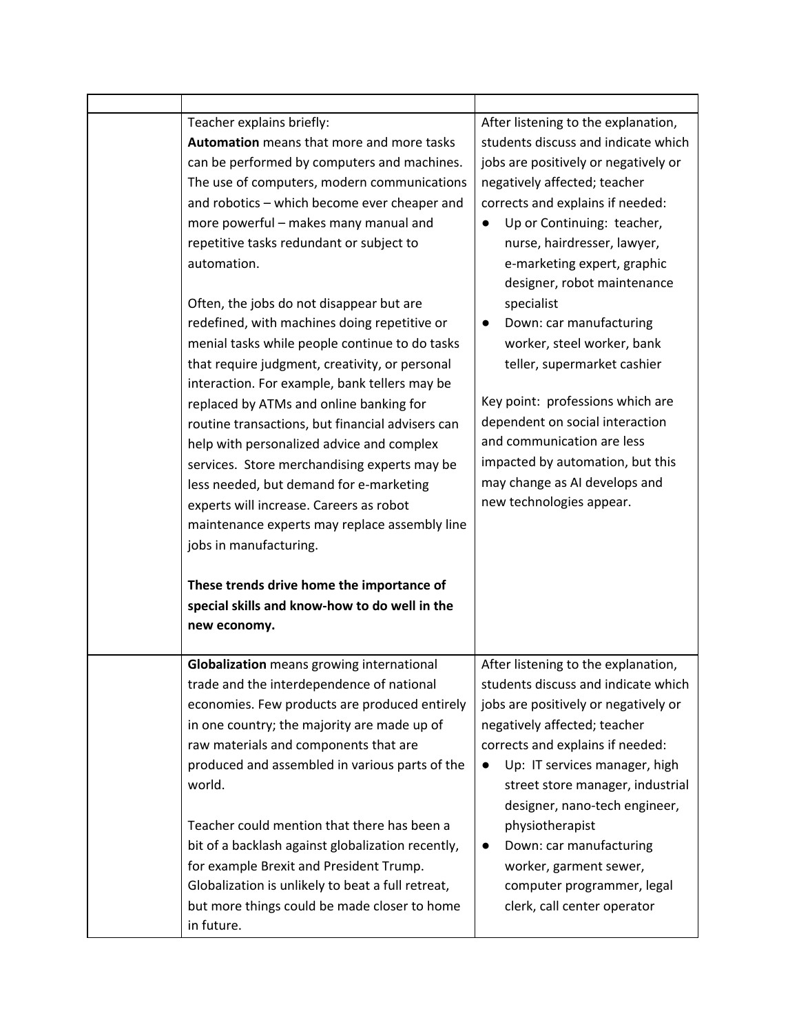| | | |
|---|---|---|
| | Teacher explains briefly:<br>**Automation** means that more and more tasks can be performed by computers and machines. The use of computers, modern communications and robotics – which become ever cheaper and more powerful – makes many manual and repetitive tasks redundant or subject to automation.<br><br>Often, the jobs do not disappear but are redefined, with machines doing repetitive or menial tasks while people continue to do tasks that require judgment, creativity, or personal interaction. For example, bank tellers may be replaced by ATMs and online banking for routine transactions, but financial advisers can help with personalized advice and complex services. Store merchandising experts may be less needed, but demand for e-marketing experts will increase. Careers as robot maintenance experts may replace assembly line jobs in manufacturing.<br><br>**These trends drive home the importance of special skills and know-how to do well in the new economy.** | After listening to the explanation, students discuss and indicate which jobs are positively or negatively or negatively affected; teacher corrects and explains if needed:<br>● Up or Continuing: teacher, nurse, hairdresser, lawyer, e-marketing expert, graphic designer, robot maintenance specialist<br>● Down: car manufacturing worker, steel worker, bank teller, supermarket cashier<br><br>Key point: professions which are dependent on social interaction and communication are less impacted by automation, but this may change as AI develops and new technologies appear. |
| | **Globalization** means growing international trade and the interdependence of national economies. Few products are produced entirely in one country; the majority are made up of raw materials and components that are produced and assembled in various parts of the world.<br><br>Teacher could mention that there has been a bit of a backlash against globalization recently, for example Brexit and President Trump. Globalization is unlikely to beat a full retreat, but more things could be made closer to home in future. | After listening to the explanation, students discuss and indicate which jobs are positively or negatively or negatively affected; teacher corrects and explains if needed:<br>● Up: IT services manager, high street store manager, industrial designer, nano-tech engineer, physiotherapist<br>● Down: car manufacturing worker, garment sewer, computer programmer, legal clerk, call center operator |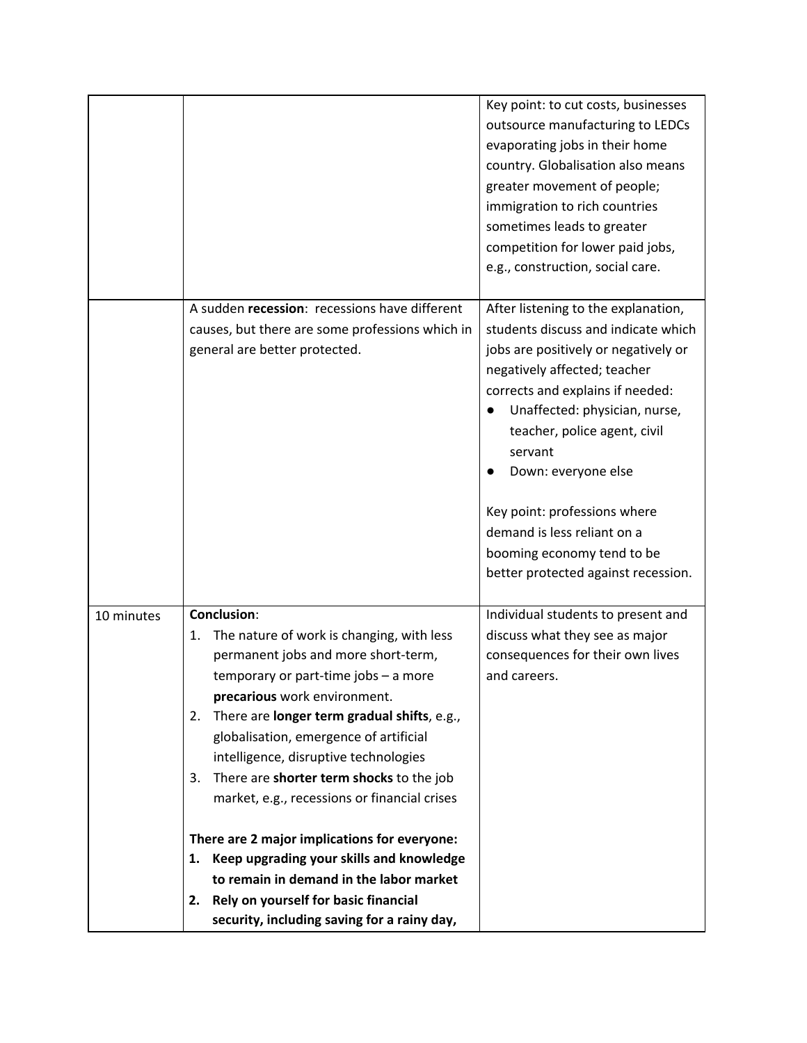| | | |
|---|---|---|
| | | Key point: to cut costs, businesses outsource manufacturing to LEDCs evaporating jobs in their home country. Globalisation also means greater movement of people; immigration to rich countries sometimes leads to greater competition for lower paid jobs, e.g., construction, social care. |
| | A sudden **recession**: recessions have different causes, but there are some professions which in general are better protected. | After listening to the explanation, students discuss and indicate which jobs are positively or negatively or negatively affected; teacher corrects and explains if needed:<br>● Unaffected: physician, nurse, teacher, police agent, civil servant<br>● Down: everyone else<br><br>Key point: professions where demand is less reliant on a booming economy tend to be better protected against recession. |
| 10 minutes | **Conclusion**:<br>1. The nature of work is changing, with less permanent jobs and more short-term, temporary or part-time jobs – a more **precarious** work environment.<br>2. There are **longer term gradual shifts**, e.g., globalisation, emergence of artificial intelligence, disruptive technologies<br>3. There are **shorter term shocks** to the job market, e.g., recessions or financial crises<br><br>**There are 2 major implications for everyone:**<br>**1. Keep upgrading your skills and knowledge to remain in demand in the labor market**<br>**2. Rely on yourself for basic financial security, including saving for a rainy day,** | Individual students to present and discuss what they see as major consequences for their own lives and careers. |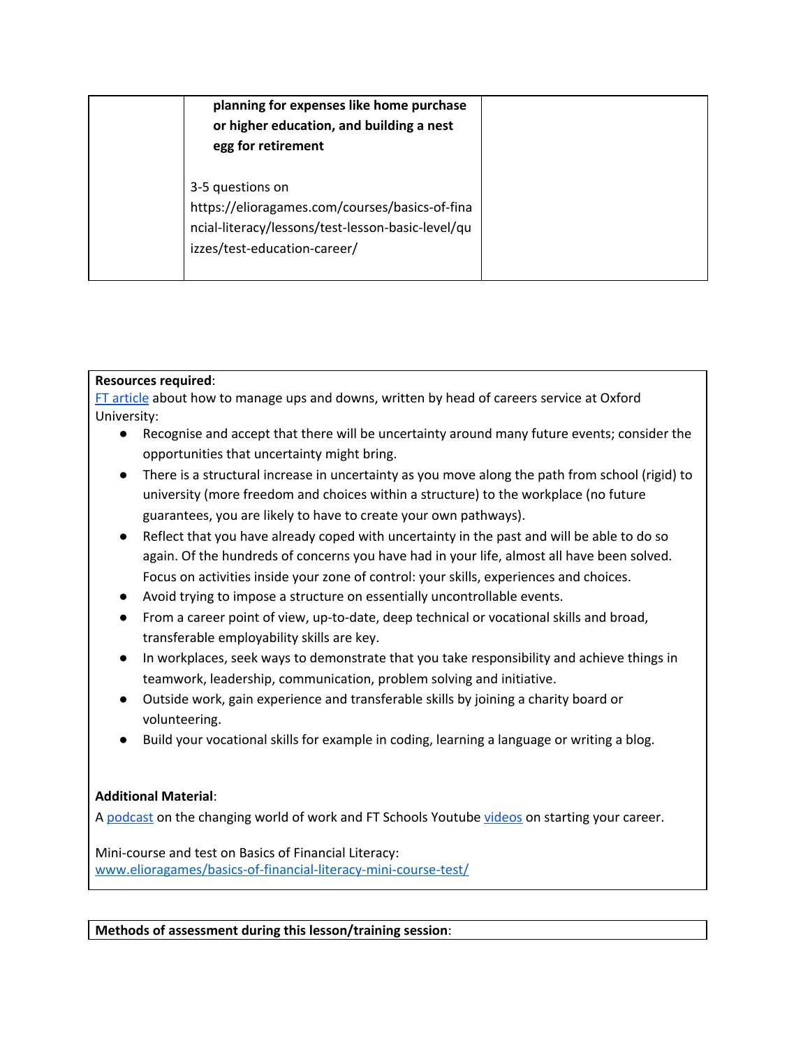|  | **planning for expenses like home purchase or higher education, and building a nest egg for retirement**<br><br>3-5 questions on https://elioragames.com/courses/basics-of-financial-literacy/lessons/test-lesson-basic-level/quizzes/test-education-career/ |  |
|---|---|---|

**Resources required**:
[FT article](#) about how to manage ups and downs, written by head of careers service at Oxford University:

- Recognise and accept that there will be uncertainty around many future events; consider the opportunities that uncertainty might bring.
- There is a structural increase in uncertainty as you move along the path from school (rigid) to university (more freedom and choices within a structure) to the workplace (no future guarantees, you are likely to have to create your own pathways).
- Reflect that you have already coped with uncertainty in the past and will be able to do so again. Of the hundreds of concerns you have had in your life, almost all have been solved. Focus on activities inside your zone of control: your skills, experiences and choices.
- Avoid trying to impose a structure on essentially uncontrollable events.
- From a career point of view, up-to-date, deep technical or vocational skills and broad, transferable employability skills are key.
- In workplaces, seek ways to demonstrate that you take responsibility and achieve things in teamwork, leadership, communication, problem solving and initiative.
- Outside work, gain experience and transferable skills by joining a charity board or volunteering.
- Build your vocational skills for example in coding, learning a language or writing a blog.

**Additional Material**:
A [podcast](#) on the changing world of work and FT Schools Youtube [videos](#) on starting your career.

Mini-course and test on Basics of Financial Literacy:
[www.elioragames/basics-of-financial-literacy-mini-course-test/](www.elioragames/basics-of-financial-literacy-mini-course-test/)

**Methods of assessment during this lesson/training session**: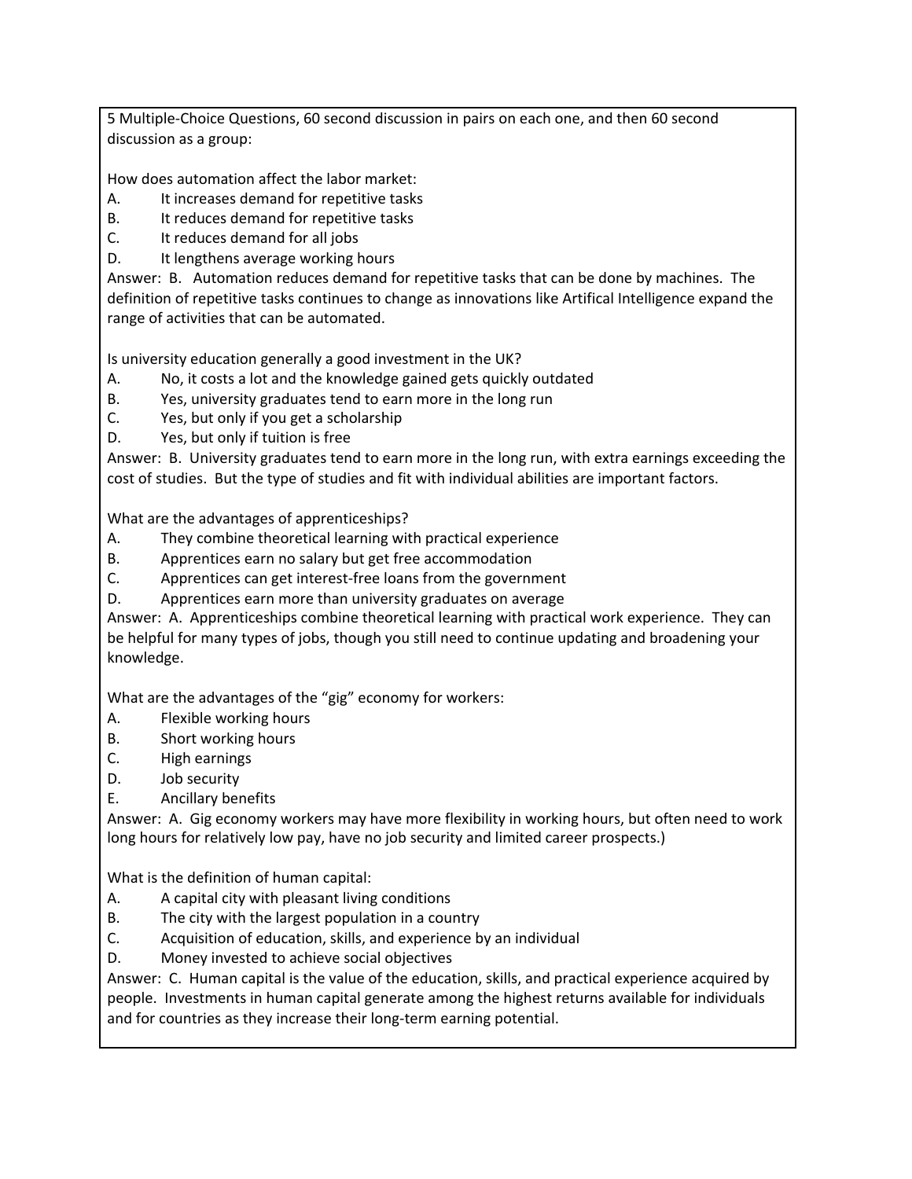5 Multiple-Choice Questions, 60 second discussion in pairs on each one, and then 60 second discussion as a group:

How does automation affect the labor market:

A. It increases demand for repetitive tasks
B. It reduces demand for repetitive tasks
C. It reduces demand for all jobs
D. It lengthens average working hours

Answer: B. Automation reduces demand for repetitive tasks that can be done by machines. The definition of repetitive tasks continues to change as innovations like Artifical Intelligence expand the range of activities that can be automated.

Is university education generally a good investment in the UK?

A. No, it costs a lot and the knowledge gained gets quickly outdated
B. Yes, university graduates tend to earn more in the long run
C. Yes, but only if you get a scholarship
D. Yes, but only if tuition is free

Answer: B. University graduates tend to earn more in the long run, with extra earnings exceeding the cost of studies. But the type of studies and fit with individual abilities are important factors.

What are the advantages of apprenticeships?

A. They combine theoretical learning with practical experience
B. Apprentices earn no salary but get free accommodation
C. Apprentices can get interest-free loans from the government
D. Apprentices earn more than university graduates on average

Answer: A. Apprenticeships combine theoretical learning with practical work experience. They can be helpful for many types of jobs, though you still need to continue updating and broadening your knowledge.

What are the advantages of the "gig" economy for workers:

A. Flexible working hours
B. Short working hours
C. High earnings
D. Job security
E. Ancillary benefits

Answer: A. Gig economy workers may have more flexibility in working hours, but often need to work long hours for relatively low pay, have no job security and limited career prospects.)

What is the definition of human capital:

A. A capital city with pleasant living conditions
B. The city with the largest population in a country
C. Acquisition of education, skills, and experience by an individual
D. Money invested to achieve social objectives

Answer: C. Human capital is the value of the education, skills, and practical experience acquired by people. Investments in human capital generate among the highest returns available for individuals and for countries as they increase their long-term earning potential.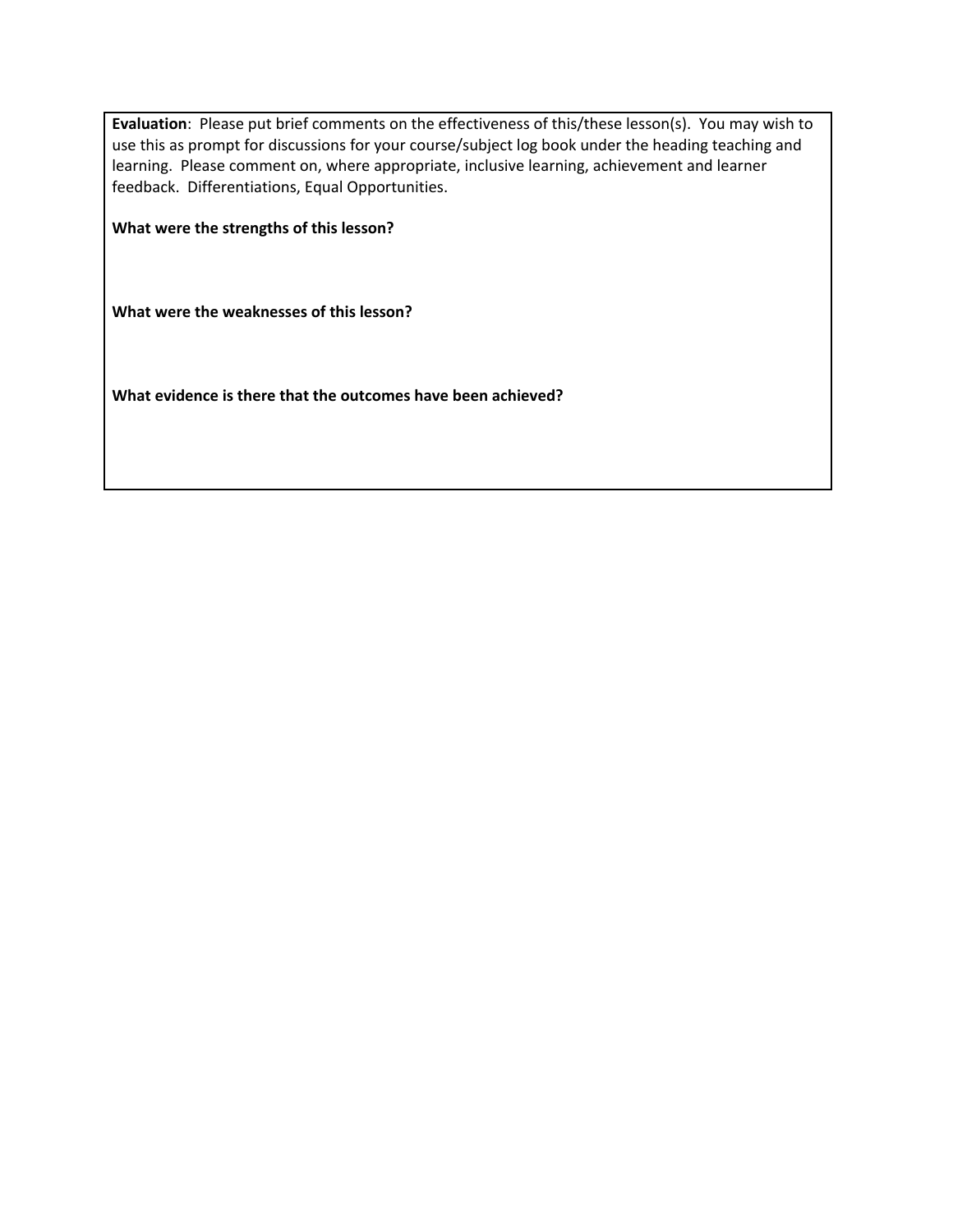**Evaluation**: Please put brief comments on the effectiveness of this/these lesson(s). You may wish to use this as prompt for discussions for your course/subject log book under the heading teaching and learning. Please comment on, where appropriate, inclusive learning, achievement and learner feedback. Differentiations, Equal Opportunities.

**What were the strengths of this lesson?**

**What were the weaknesses of this lesson?**

**What evidence is there that the outcomes have been achieved?**